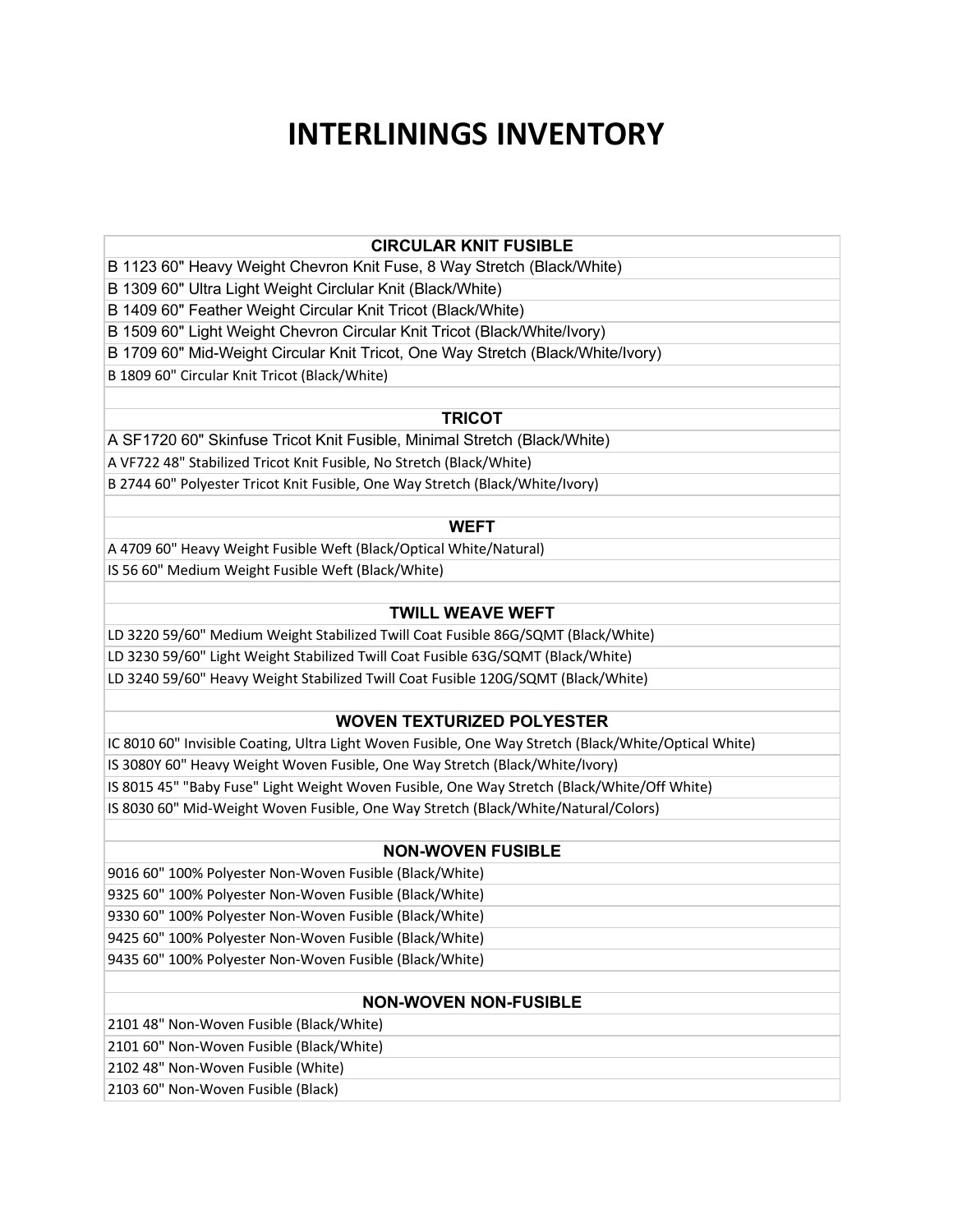# INTERLININGS INVENTORY

| CIRCULAR KNIT FUSIBLE |
|---|
| B 1123 60" Heavy Weight Chevron Knit Fuse, 8 Way Stretch (Black/White) |
| B 1309 60" Ultra Light Weight Circlular Knit (Black/White) |
| B 1409 60" Feather Weight Circular Knit Tricot (Black/White) |
| B 1509 60" Light Weight Chevron Circular Knit Tricot (Black/White/Ivory) |
| B 1709 60" Mid-Weight Circular Knit Tricot, One Way Stretch (Black/White/Ivory) |
| B 1809 60" Circular Knit Tricot (Black/White) |
| |
| **TRICOT** |
| A SF1720 60" Skinfuse Tricot Knit Fusible, Minimal Stretch (Black/White) |
| A VF722 48" Stabilized Tricot Knit Fusible, No Stretch (Black/White) |
| B 2744 60" Polyester Tricot Knit Fusible, One Way Stretch (Black/White/Ivory) |
| |
| **WEFT** |
| A 4709 60" Heavy Weight Fusible Weft (Black/Optical White/Natural) |
| IS 56 60" Medium Weight Fusible Weft (Black/White) |
| |
| **TWILL WEAVE WEFT** |
| LD 3220 59/60" Medium Weight Stabilized Twill Coat Fusible 86G/SQMT (Black/White) |
| LD 3230 59/60" Light Weight Stabilized Twill Coat Fusible 63G/SQMT (Black/White) |
| LD 3240 59/60" Heavy Weight Stabilized Twill Coat Fusible 120G/SQMT (Black/White) |
| |
| **WOVEN TEXTURIZED POLYESTER** |
| IC 8010 60" Invisible Coating, Ultra Light Woven Fusible, One Way Stretch (Black/White/Optical White) |
| IS 3080Y 60" Heavy Weight Woven Fusible, One Way Stretch (Black/White/Ivory) |
| IS 8015 45" "Baby Fuse" Light Weight Woven Fusible, One Way Stretch (Black/White/Off White) |
| IS 8030 60" Mid-Weight Woven Fusible, One Way Stretch (Black/White/Natural/Colors) |
| |
| **NON-WOVEN FUSIBLE** |
| 9016 60" 100% Polyester Non-Woven Fusible (Black/White) |
| 9325 60" 100% Polyester Non-Woven Fusible (Black/White) |
| 9330 60" 100% Polyester Non-Woven Fusible (Black/White) |
| 9425 60" 100% Polyester Non-Woven Fusible (Black/White) |
| 9435 60" 100% Polyester Non-Woven Fusible (Black/White) |
| |
| **NON-WOVEN NON-FUSIBLE** |
| 2101 48" Non-Woven Fusible (Black/White) |
| 2101 60" Non-Woven Fusible (Black/White) |
| 2102 48" Non-Woven Fusible (White) |
| 2103 60" Non-Woven Fusible (Black) |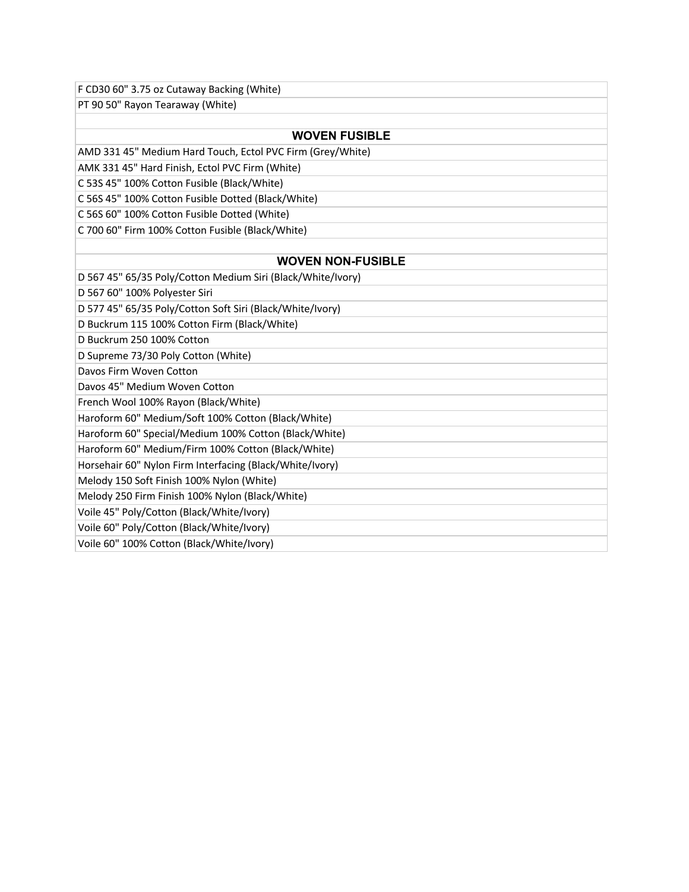| |
|---|
| F CD30 60" 3.75 oz Cutaway Backing (White) |
| PT 90 50" Rayon Tearaway (White) |
| |
| **WOVEN FUSIBLE** |
| AMD 331 45" Medium Hard Touch, Ectol PVC Firm (Grey/White) |
| AMK 331 45" Hard Finish, Ectol PVC Firm (White) |
| C 53S 45" 100% Cotton Fusible (Black/White) |
| C 56S 45" 100% Cotton Fusible Dotted (Black/White) |
| C 56S 60" 100% Cotton Fusible Dotted (White) |
| C 700 60" Firm 100% Cotton Fusible (Black/White) |
| |
| **WOVEN NON-FUSIBLE** |
| D 567 45" 65/35 Poly/Cotton Medium Siri (Black/White/Ivory) |
| D 567 60" 100% Polyester Siri |
| D 577 45" 65/35 Poly/Cotton Soft Siri (Black/White/Ivory) |
| D Buckrum 115 100% Cotton Firm (Black/White) |
| D Buckrum 250 100% Cotton |
| D Supreme 73/30 Poly Cotton (White) |
| Davos Firm Woven Cotton |
| Davos 45" Medium Woven Cotton |
| French Wool 100% Rayon (Black/White) |
| Haroform 60" Medium/Soft 100% Cotton (Black/White) |
| Haroform 60" Special/Medium 100% Cotton (Black/White) |
| Haroform 60" Medium/Firm 100% Cotton (Black/White) |
| Horsehair 60" Nylon Firm Interfacing (Black/White/Ivory) |
| Melody 150 Soft Finish 100% Nylon (White) |
| Melody 250 Firm Finish 100% Nylon (Black/White) |
| Voile 45" Poly/Cotton (Black/White/Ivory) |
| Voile 60" Poly/Cotton (Black/White/Ivory) |
| Voile 60" 100% Cotton (Black/White/Ivory) |